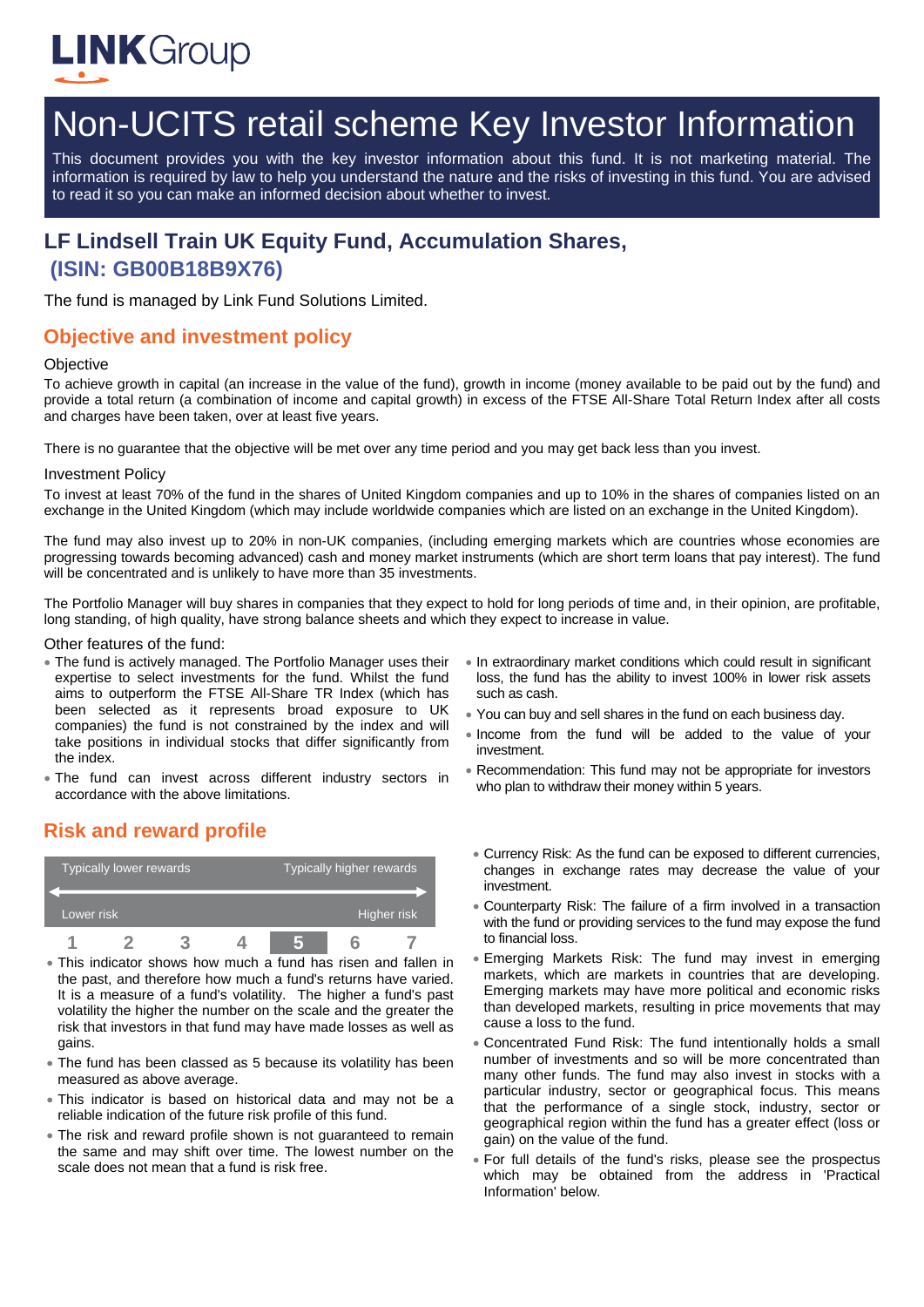LINKGroup

# Non-UCITS retail scheme Key Investor Information

This document provides you with the key investor information about this fund. It is not marketing material. The information is required by law to help you understand the nature and the risks of investing in this fund. You are advised to read it so you can make an informed decision about whether to invest.

## LF Lindsell Train UK Equity Fund, Accumulation Shares, (ISIN: GB00B18B9X76)

The fund is managed by Link Fund Solutions Limited.

## Objective and investment policy

### Objective

To achieve growth in capital (an increase in the value of the fund), growth in income (money available to be paid out by the fund) and provide a total return (a combination of income and capital growth) in excess of the FTSE All-Share Total Return Index after all costs and charges have been taken, over at least five years.

There is no guarantee that the objective will be met over any time period and you may get back less than you invest.

### Investment Policy

To invest at least 70% of the fund in the shares of United Kingdom companies and up to 10% in the shares of companies listed on an exchange in the United Kingdom (which may include worldwide companies which are listed on an exchange in the United Kingdom).

The fund may also invest up to 20% in non-UK companies, (including emerging markets which are countries whose economies are progressing towards becoming advanced) cash and money market instruments (which are short term loans that pay interest). The fund will be concentrated and is unlikely to have more than 35 investments.

The Portfolio Manager will buy shares in companies that they expect to hold for long periods of time and, in their opinion, are profitable, long standing, of high quality, have strong balance sheets and which they expect to increase in value.

### Other features of the fund:

- The fund is actively managed. The Portfolio Manager uses their expertise to select investments for the fund. Whilst the fund aims to outperform the FTSE All-Share TR Index (which has been selected as it represents broad exposure to UK companies) the fund is not constrained by the index and will take positions in individual stocks that differ significantly from the index.
- The fund can invest across different industry sectors in accordance with the above limitations.
- In extraordinary market conditions which could result in significant loss, the fund has the ability to invest 100% in lower risk assets such as cash.
- You can buy and sell shares in the fund on each business day.
- Income from the fund will be added to the value of your investment.
- Recommendation: This fund may not be appropriate for investors who plan to withdraw their money within 5 years.

## Risk and reward profile

| Typically lower rewards | | | | | | Typically higher rewards |
|---|---|---|---|---|---|---|
| Lower risk | | | | | | Higher risk |
| 1 | 2 | 3 | 4 | **5** | 6 | 7 |

- This indicator shows how much a fund has risen and fallen in the past, and therefore how much a fund's returns have varied. It is a measure of a fund's volatility. The higher a fund's past volatility the higher the number on the scale and the greater the risk that investors in that fund may have made losses as well as gains.
- The fund has been classed as 5 because its volatility has been measured as above average.
- This indicator is based on historical data and may not be a reliable indication of the future risk profile of this fund.
- The risk and reward profile shown is not guaranteed to remain the same and may shift over time. The lowest number on the scale does not mean that a fund is risk free.
- Currency Risk: As the fund can be exposed to different currencies, changes in exchange rates may decrease the value of your investment.
- Counterparty Risk: The failure of a firm involved in a transaction with the fund or providing services to the fund may expose the fund to financial loss.
- Emerging Markets Risk: The fund may invest in emerging markets, which are markets in countries that are developing. Emerging markets may have more political and economic risks than developed markets, resulting in price movements that may cause a loss to the fund.
- Concentrated Fund Risk: The fund intentionally holds a small number of investments and so will be more concentrated than many other funds. The fund may also invest in stocks with a particular industry, sector or geographical focus. This means that the performance of a single stock, industry, sector or geographical region within the fund has a greater effect (loss or gain) on the value of the fund.
- For full details of the fund's risks, please see the prospectus which may be obtained from the address in 'Practical Information' below.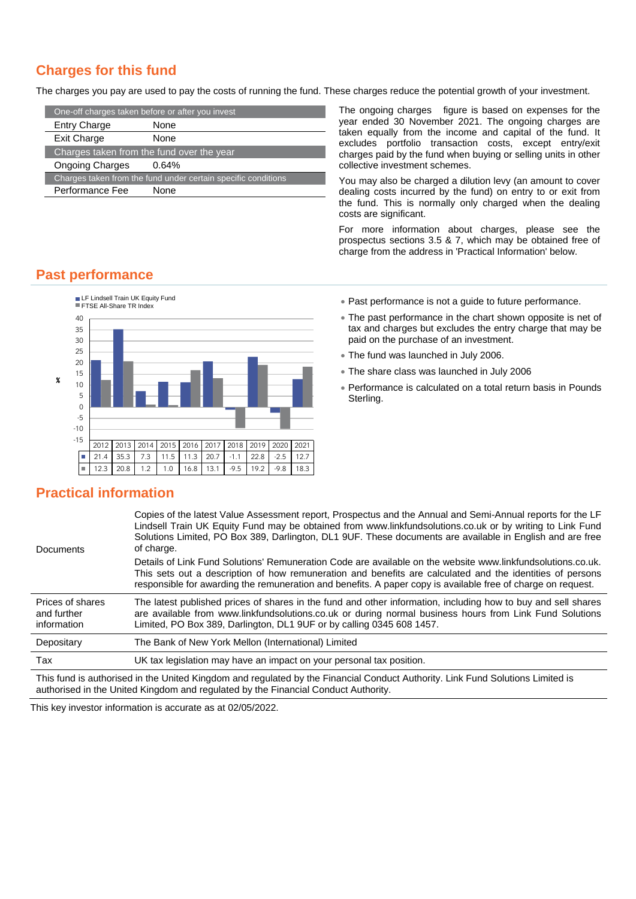## Charges for this fund

The charges you pay are used to pay the costs of running the fund. These charges reduce the potential growth of your investment.

| | |
|---|---|
| One-off charges taken before or after you invest | |
| Entry Charge | None |
| Exit Charge | None |
| Charges taken from the fund over the year | |
| Ongoing Charges | 0.64% |
| Charges taken from the fund under certain specific conditions | |
| Performance Fee | None |

The ongoing charges figure is based on expenses for the year ended 30 November 2021. The ongoing charges are taken equally from the income and capital of the fund. It excludes portfolio transaction costs, except entry/exit charges paid by the fund when buying or selling units in other collective investment schemes.

You may also be charged a dilution levy (an amount to cover dealing costs incurred by the fund) on entry to or exit from the fund. This is normally only charged when the dealing costs are significant.

For more information about charges, please see the prospectus sections 3.5 & 7, which may be obtained free of charge from the address in 'Practical Information' below.

## Past performance

LF Lindsell Train UK Equity Fund
FTSE All-Share TR Index

%

40
35
30
25
20
15
10
5
0
-5
-10
-15

2012 2013 2014 2015 2016 2017 2018 2019 2020 2021
■ 21.4 35.3 7.3 11.5 11.3 20.7 -1.1 22.8 -2.5 12.7
■ 12.3 20.8 1.2 1.0 16.8 13.1 -9.5 19.2 -9.8 18.3

- Past performance is not a guide to future performance.
- The past performance in the chart shown opposite is net of tax and charges but excludes the entry charge that may be paid on the purchase of an investment.
- The fund was launched in July 2006.
- The share class was launched in July 2006
- Performance is calculated on a total return basis in Pounds Sterling.

## Practical information

| | |
|---|---|
| Documents | Copies of the latest Value Assessment report, Prospectus and the Annual and Semi-Annual reports for the LF Lindsell Train UK Equity Fund may be obtained from www.linkfundsolutions.co.uk or by writing to Link Fund Solutions Limited, PO Box 389, Darlington, DL1 9UF. These documents are available in English and are free of charge.<br>Details of Link Fund Solutions' Remuneration Code are available on the website www.linkfundsolutions.co.uk. This sets out a description of how remuneration and benefits are calculated and the identities of persons responsible for awarding the remuneration and benefits. A paper copy is available free of charge on request. |
| Prices of shares and further information | The latest published prices of shares in the fund and other information, including how to buy and sell shares are available from www.linkfundsolutions.co.uk or during normal business hours from Link Fund Solutions Limited, PO Box 389, Darlington, DL1 9UF or by calling 0345 608 1457. |
| Depositary | The Bank of New York Mellon (International) Limited |
| Tax | UK tax legislation may have an impact on your personal tax position. |

This fund is authorised in the United Kingdom and regulated by the Financial Conduct Authority. Link Fund Solutions Limited is authorised in the United Kingdom and regulated by the Financial Conduct Authority.

This key investor information is accurate as at 02/05/2022.